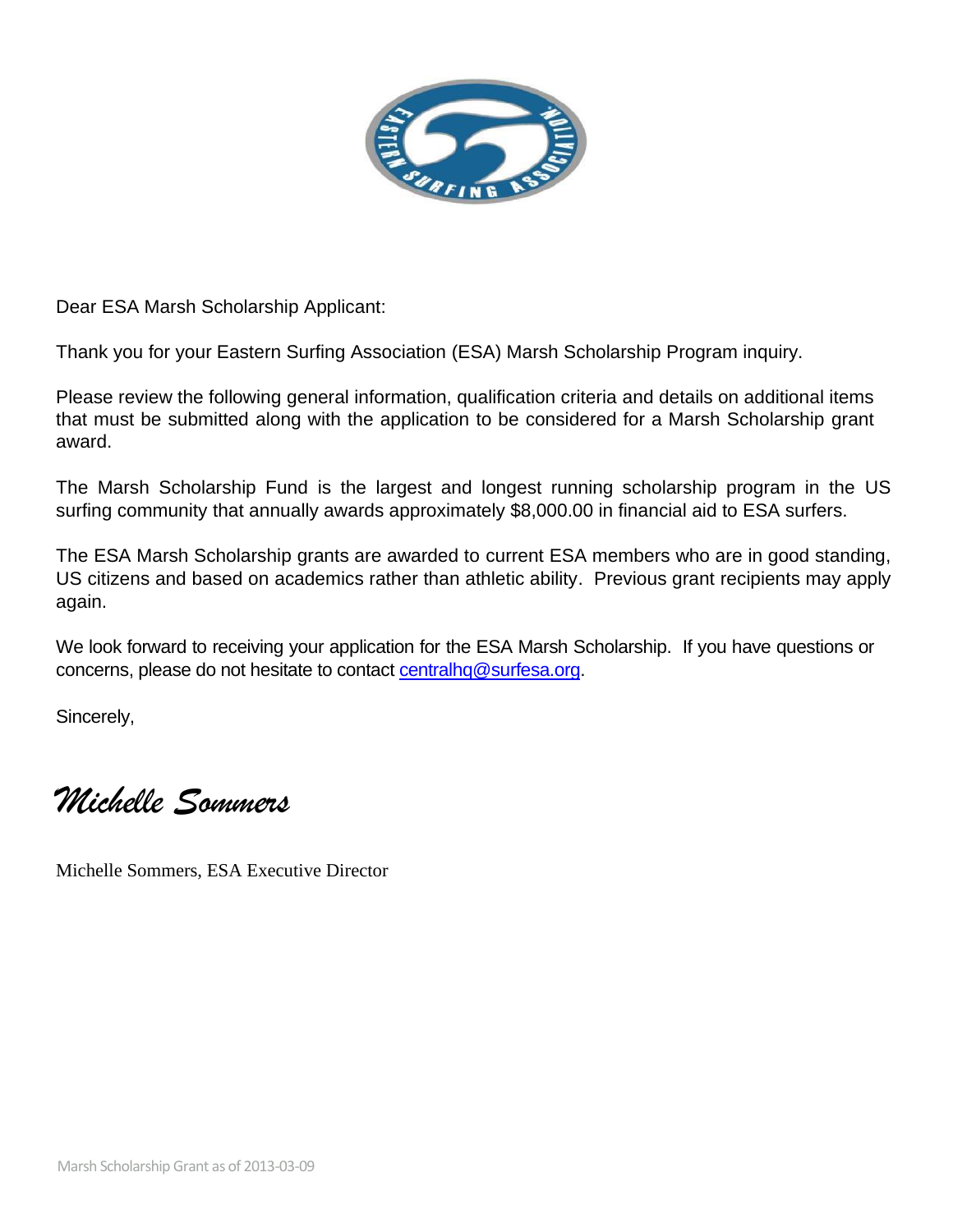Dear ESA Marsh Scholarship Applicant:

Thank you for your Eastern Surfing Association (ESA) Marsh Scholarship Program inquiry.

Please review the following general information, qualification criteria and details on additional items that must be submitted along with the application to be considered for a Marsh Scholarship grant award.

The Marsh Scholarship Fund is the largest and longest running scholarship program in the US surfing community that annually awards approximately $8,000.00 in financial aid to ESA surfers.

The ESA Marsh Scholarship grants are awarded to current ESA members who are in good standing, US citizens and based on academics rather than athletic ability. Previous grant recipients may apply again.

We look forward to receiving your application for the ESA Marsh Scholarship. If you have questions or concerns, please do not hesitate to contact centralhq@surfesa.org.

Sincerely,

*Michelle Sommers*

Michelle Sommers, ESA Executive Director

Marsh Scholarship Grant as of 2013-03-09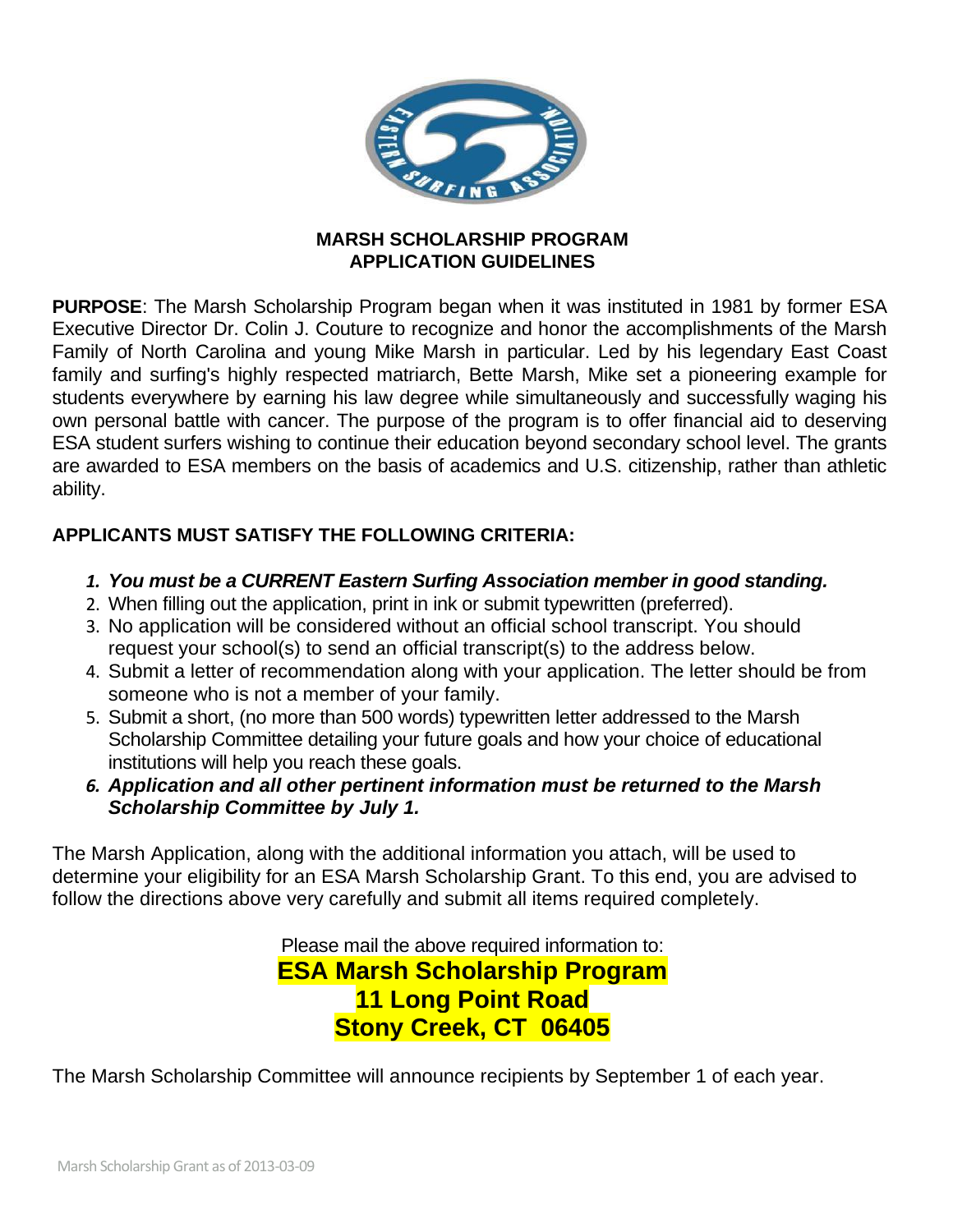## MARSH SCHOLARSHIP PROGRAM
## APPLICATION GUIDELINES

**PURPOSE**: The Marsh Scholarship Program began when it was instituted in 1981 by former ESA Executive Director Dr. Colin J. Couture to recognize and honor the accomplishments of the Marsh Family of North Carolina and young Mike Marsh in particular. Led by his legendary East Coast family and surfing's highly respected matriarch, Bette Marsh, Mike set a pioneering example for students everywhere by earning his law degree while simultaneously and successfully waging his own personal battle with cancer. The purpose of the program is to offer financial aid to deserving ESA student surfers wishing to continue their education beyond secondary school level. The grants are awarded to ESA members on the basis of academics and U.S. citizenship, rather than athletic ability.

**APPLICANTS MUST SATISFY THE FOLLOWING CRITERIA:**

1. ***You must be a CURRENT Eastern Surfing Association member in good standing.***
2. When filling out the application, print in ink or submit typewritten (preferred).
3. No application will be considered without an official school transcript. You should request your school(s) to send an official transcript(s) to the address below.
4. Submit a letter of recommendation along with your application. The letter should be from someone who is not a member of your family.
5. Submit a short, (no more than 500 words) typewritten letter addressed to the Marsh Scholarship Committee detailing your future goals and how your choice of educational institutions will help you reach these goals.
6. ***Application and all other pertinent information must be returned to the Marsh Scholarship Committee by July 1.***

The Marsh Application, along with the additional information you attach, will be used to determine your eligibility for an ESA Marsh Scholarship Grant. To this end, you are advised to follow the directions above very carefully and submit all items required completely.

Please mail the above required information to:

**ESA Marsh Scholarship Program**
**11 Long Point Road**
**Stony Creek, CT 06405**

The Marsh Scholarship Committee will announce recipients by September 1 of each year.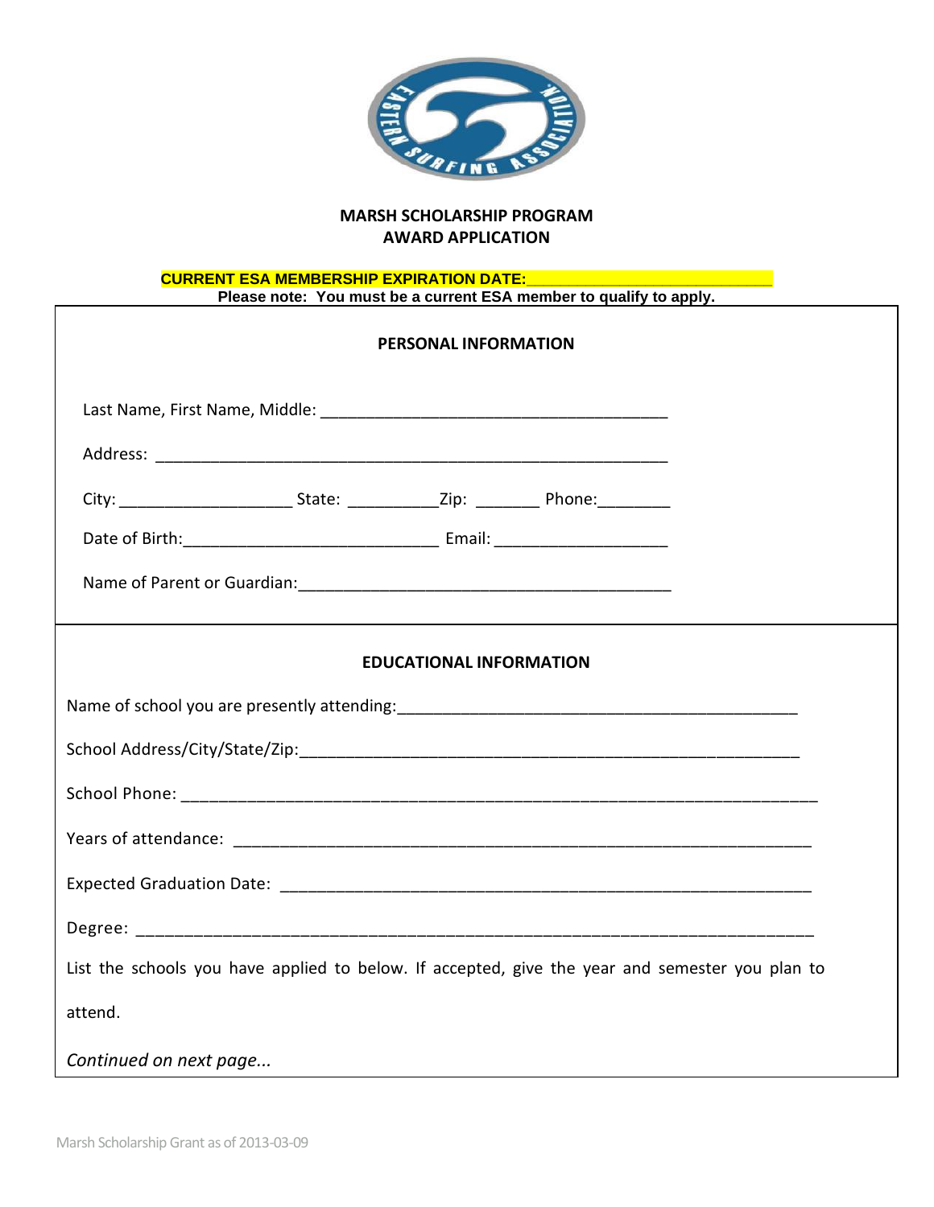**MARSH SCHOLARSHIP PROGRAM**
**AWARD APPLICATION**

**CURRENT ESA MEMBERSHIP EXPIRATION DATE:\_\_\_\_\_\_\_\_\_\_\_\_\_\_\_\_\_\_\_\_\_\_\_\_\_\_\_\_**

**Please note: You must be a current ESA member to qualify to apply.**

**PERSONAL INFORMATION**

Last Name, First Name, Middle: _______________________________________

Address: __________________________________________________________

City: ___________________ State: __________Zip: _______ Phone:________

Date of Birth:____________________________ Email: ___________________

Name of Parent or Guardian:__________________________________________

**EDUCATIONAL INFORMATION**

Name of school you are presently attending:_____________________________________________

School Address/City/State/Zip:_________________________________________________________

School Phone: _______________________________________________________________________

Years of attendance: _________________________________________________________________

Expected Graduation Date: ____________________________________________________________

Degree: _____________________________________________________________________________

List the schools you have applied to below. If accepted, give the year and semester you plan to attend.

*Continued on next page...*

Marsh Scholarship Grant as of 2013-03-09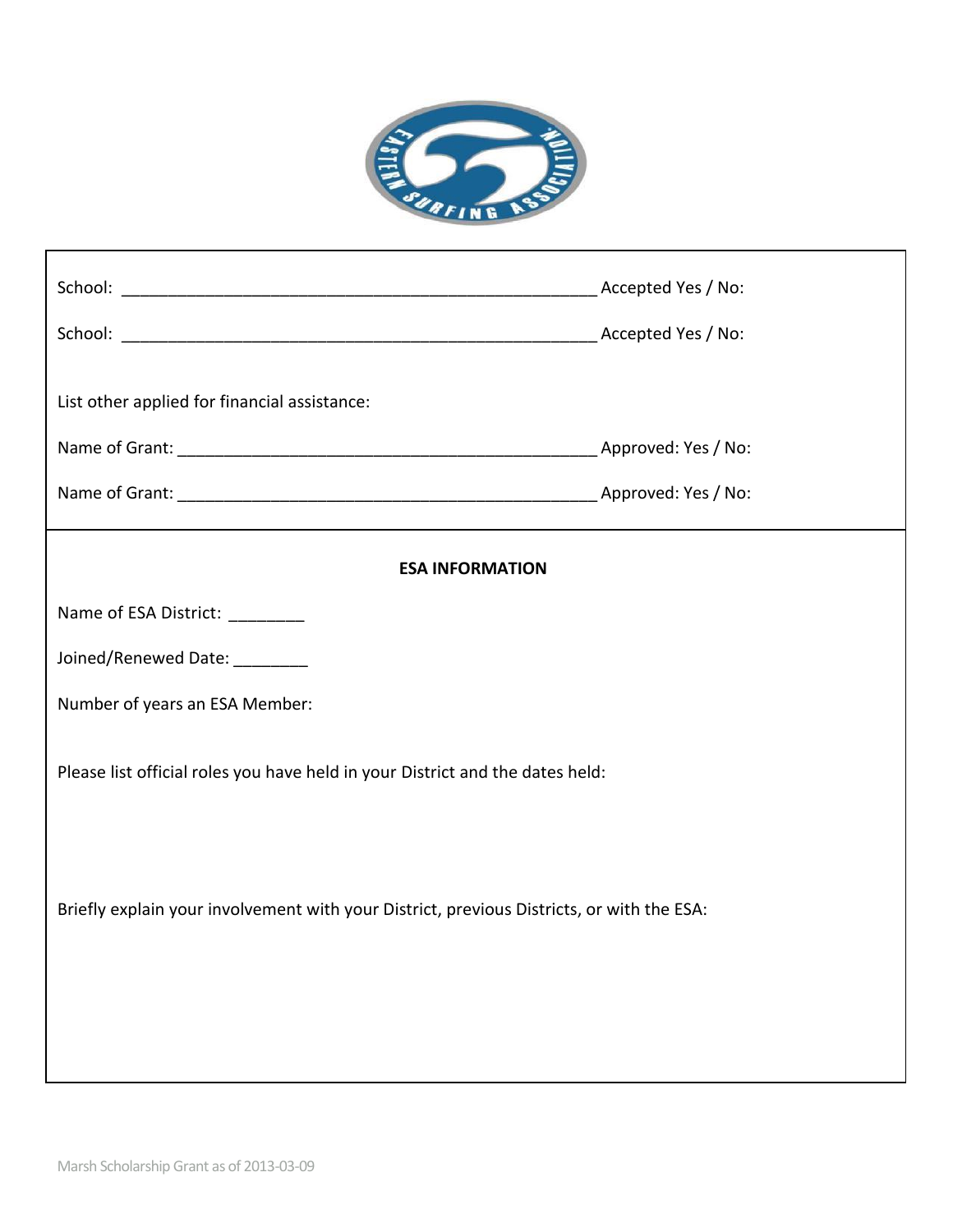School: ______________________________________________________ Accepted Yes / No:

School: ______________________________________________________ Accepted Yes / No:

List other applied for financial assistance:

Name of Grant: ________________________________________________ Approved: Yes / No:

Name of Grant: ________________________________________________ Approved: Yes / No:

**ESA INFORMATION**

Name of ESA District: ________

Joined/Renewed Date: ________

Number of years an ESA Member:

Please list official roles you have held in your District and the dates held:

Briefly explain your involvement with your District, previous Districts, or with the ESA:

Marsh Scholarship Grant as of 2013-03-09